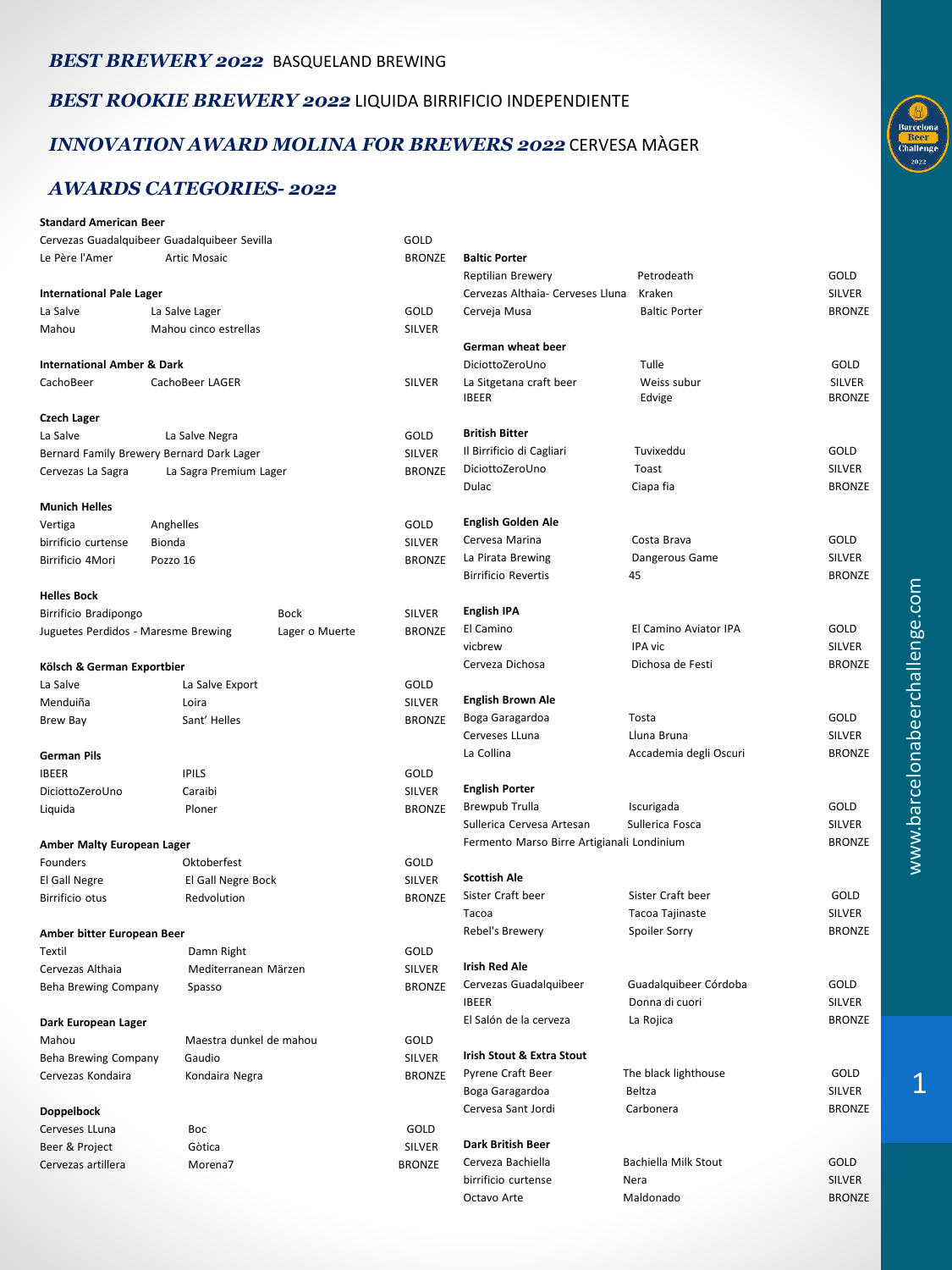## *BEST BREWERY 2022* BASQUELAND BREWING

## *BEST ROOKIE BREWERY 2022* LIQUIDA BIRRIFICIO INDEPENDIENTE

## *INNOVATION AWARD MOLINA FOR BREWERS 2022* CERVESA MÀGER

## *AWARDS CATEGORIES- 2022*

**Standard American Beer**

| Brewery | Beer | Award |
|---|---|---|
| Cervezas Guadalquibeer | Guadalquibeer Sevilla | GOLD |
| Le Père l'Amer | Artic Mosaic | BRONZE |

**International Pale Lager**

| Brewery | Beer | Award |
|---|---|---|
| La Salve | La Salve Lager | GOLD |
| Mahou | Mahou cinco estrellas | SILVER |

**International Amber & Dark**

| Brewery | Beer | Award |
|---|---|---|
| CachoBeer | CachoBeer LAGER | SILVER |

**Czech Lager**

| Brewery | Beer | Award |
|---|---|---|
| La Salve | La Salve Negra | GOLD |
| Bernard Family Brewery | Bernard Dark Lager | SILVER |
| Cervezas La Sagra | La Sagra Premium Lager | BRONZE |

**Munich Helles**

| Brewery | Beer | Award |
|---|---|---|
| Vertiga | Anghelles | GOLD |
| birrificio curtense | Bionda | SILVER |
| Birrificio 4Mori | Pozzo 16 | BRONZE |

**Helles Bock**

| Brewery | Beer | Award |
|---|---|---|
| Birrificio Bradipongo | Bock | SILVER |
| Juguetes Perdidos - Maresme Brewing | Lager o Muerte | BRONZE |

**Kölsch & German Exportbier**

| Brewery | Beer | Award |
|---|---|---|
| La Salve | La Salve Export | GOLD |
| Menduiña | Loira | SILVER |
| Brew Bay | Sant' Helles | BRONZE |

**German Pils**

| Brewery | Beer | Award |
|---|---|---|
| IBEER | IPILS | GOLD |
| DiciottoZeroUno | Caraibi | SILVER |
| Liquida | Ploner | BRONZE |

**Amber Malty European Lager**

| Brewery | Beer | Award |
|---|---|---|
| Founders | Oktoberfest | GOLD |
| El Gall Negre | El Gall Negre Bock | SILVER |
| Birrificio otus | Redvolution | BRONZE |

**Amber bitter European Beer**

| Brewery | Beer | Award |
|---|---|---|
| Textil | Damn Right | GOLD |
| Cervezas Althaia | Mediterranean Märzen | SILVER |
| Beha Brewing Company | Spasso | BRONZE |

**Dark European Lager**

| Brewery | Beer | Award |
|---|---|---|
| Mahou | Maestra dunkel de mahou | GOLD |
| Beha Brewing Company | Gaudio | SILVER |
| Cervezas Kondaira | Kondaira Negra | BRONZE |

**Doppelbock**

| Brewery | Beer | Award |
|---|---|---|
| Cerveses LLuna | Boc | GOLD |
| Beer & Project | Gòtica | SILVER |
| Cervezas artillera | Morena7 | BRONZE |

**Baltic Porter**

| Brewery | Beer | Award |
|---|---|---|
| Reptilian Brewery | Petrodeath | GOLD |
| Cervezas Althaia- Cerveses Lluna | Kraken | SILVER |
| Cerveja Musa | Baltic Porter | BRONZE |

**German wheat beer**

| Brewery | Beer | Award |
|---|---|---|
| DiciottoZeroUno | Tulle | GOLD |
| La Sitgetana craft beer | Weiss subur | SILVER |
| IBEER | Edvige | BRONZE |

**British Bitter**

| Brewery | Beer | Award |
|---|---|---|
| Il Birrificio di Cagliari | Tuvixeddu | GOLD |
| DiciottoZeroUno | Toast | SILVER |
| Dulac | Ciapa fia | BRONZE |

**English Golden Ale**

| Brewery | Beer | Award |
|---|---|---|
| Cervesa Marina | Costa Brava | GOLD |
| La Pirata Brewing | Dangerous Game | SILVER |
| Birrificio Revertis | 45 | BRONZE |

**English IPA**

| Brewery | Beer | Award |
|---|---|---|
| El Camino | El Camino Aviator IPA | GOLD |
| vicbrew | IPA vic | SILVER |
| Cerveza Dichosa | Dichosa de Festi | BRONZE |

**English Brown Ale**

| Brewery | Beer | Award |
|---|---|---|
| Boga Garagardoa | Tosta | GOLD |
| Cerveses LLuna | Lluna Bruna | SILVER |
| La Collina | Accademia degli Oscuri | BRONZE |

**English Porter**

| Brewery | Beer | Award |
|---|---|---|
| Brewpub Trulla | Iscurigada | GOLD |
| Sullerica Cervesa Artesan | Sullerica Fosca | SILVER |
| Fermento Marso Birre Artigianali | Londinium | BRONZE |

**Scottish Ale**

| Brewery | Beer | Award |
|---|---|---|
| Sister Craft beer | Sister Craft beer | GOLD |
| Tacoa | Tacoa Tajinaste | SILVER |
| Rebel's Brewery | Spoiler Sorry | BRONZE |

**Irish Red Ale**

| Brewery | Beer | Award |
|---|---|---|
| Cervezas Guadalquibeer | Guadalquibeer Córdoba | GOLD |
| IBEER | Donna di cuori | SILVER |
| El Salón de la cerveza | La Rojica | BRONZE |

**Irish Stout & Extra Stout**

| Brewery | Beer | Award |
|---|---|---|
| Pyrene Craft Beer | The black lighthouse | GOLD |
| Boga Garagardoa | Beltza | SILVER |
| Cervesa Sant Jordi | Carbonera | BRONZE |

**Dark British Beer**

| Brewery | Beer | Award |
|---|---|---|
| Cerveza Bachiella | Bachiella Milk Stout | GOLD |
| birrificio curtense | Nera | SILVER |
| Octavo Arte | Maldonado | BRONZE |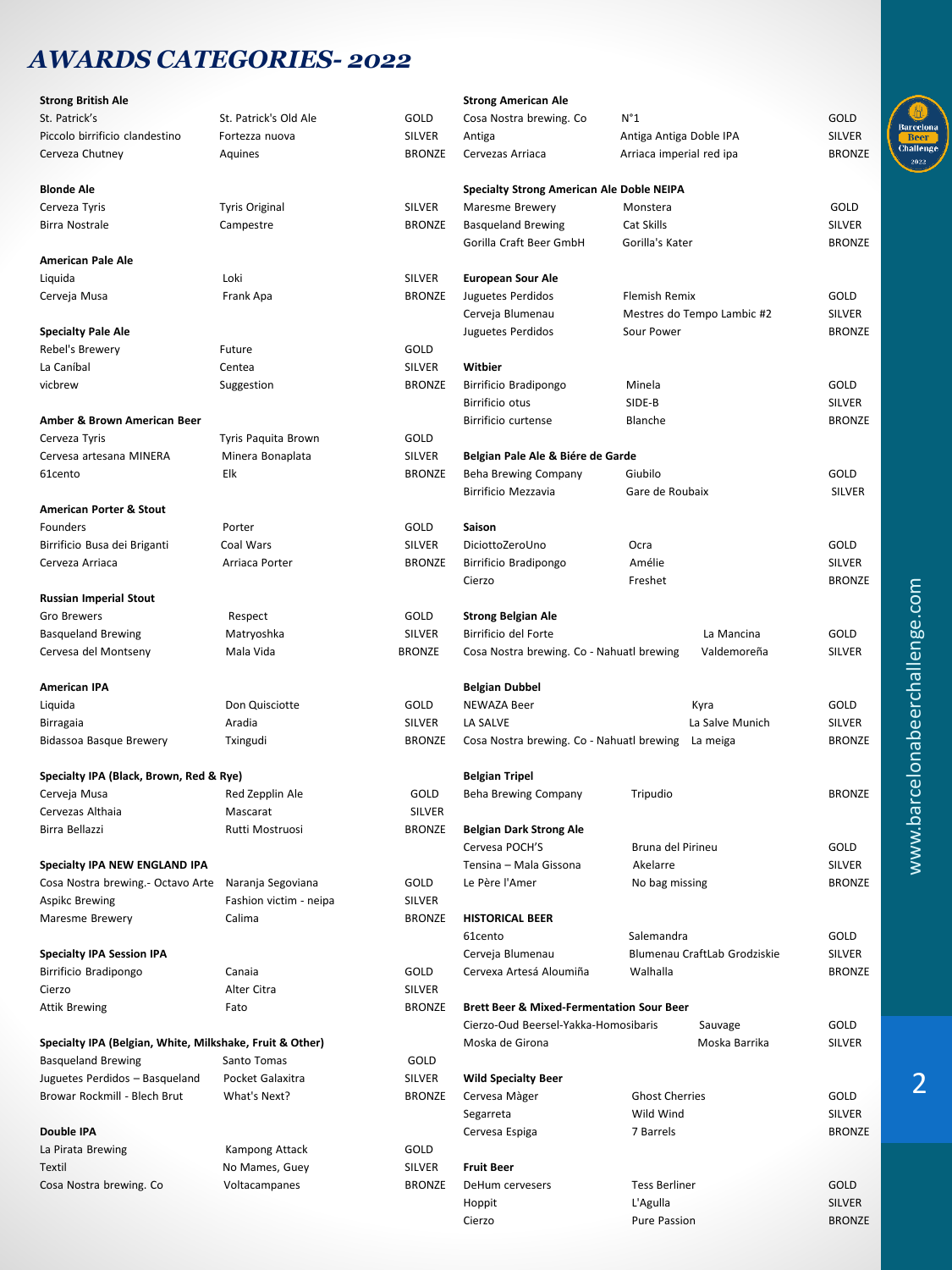# AWARDS CATEGORIES- 2022

**Strong British Ale**

| | | |
|---|---|---|
| St. Patrick's | St. Patrick's Old Ale | GOLD |
| Piccolo birrificio clandestino | Fortezza nuova | SILVER |
| Cerveza Chutney | Aquines | BRONZE |

**Blonde Ale**

| | | |
|---|---|---|
| Cerveza Tyris | Tyris Original | SILVER |
| Birra Nostrale | Campestre | BRONZE |

**American Pale Ale**

| | | |
|---|---|---|
| Liquida | Loki | SILVER |
| Cerveja Musa | Frank Apa | BRONZE |

**Specialty Pale Ale**

| | | |
|---|---|---|
| Rebel's Brewery | Future | GOLD |
| La Caníbal | Centea | SILVER |
| vicbrew | Suggestion | BRONZE |

**Amber & Brown American Beer**

| | | |
|---|---|---|
| Cerveza Tyris | Tyris Paquita Brown | GOLD |
| Cervesa artesana MINERA | Minera Bonaplata | SILVER |
| 61cento | Elk | BRONZE |

**American Porter & Stout**

| | | |
|---|---|---|
| Founders | Porter | GOLD |
| Birrificio Busa dei Briganti | Coal Wars | SILVER |
| Cerveza Arriaca | Arriaca Porter | BRONZE |

**Russian Imperial Stout**

| | | |
|---|---|---|
| Gro Brewers | Respect | GOLD |
| Basqueland Brewing | Matryoshka | SILVER |
| Cervesa del Montseny | Mala Vida | BRONZE |

**American IPA**

| | | |
|---|---|---|
| Liquida | Don Quisciotte | GOLD |
| Birragaia | Aradia | SILVER |
| Bidassoa Basque Brewery | Txingudi | BRONZE |

**Specialty IPA (Black, Brown, Red & Rye)**

| | | |
|---|---|---|
| Cerveja Musa | Red Zepplin Ale | GOLD |
| Cervezas Althaia | Mascarat | SILVER |
| Birra Bellazzi | Rutti Mostruosi | BRONZE |

**Specialty IPA NEW ENGLAND IPA**

| | | |
|---|---|---|
| Cosa Nostra brewing.- Octavo Arte | Naranja Segoviana | GOLD |
| Aspikc Brewing | Fashion victim - neipa | SILVER |
| Maresme Brewery | Calima | BRONZE |

**Specialty IPA Session IPA**

| | | |
|---|---|---|
| Birrificio Bradipongo | Canaia | GOLD |
| Cierzo | Alter Citra | SILVER |
| Attik Brewing | Fato | BRONZE |

**Specialty IPA (Belgian, White, Milkshake, Fruit & Other)**

| | | |
|---|---|---|
| Basqueland Brewing | Santo Tomas | GOLD |
| Juguetes Perdidos – Basqueland | Pocket Galaxitra | SILVER |
| Browar Rockmill - Blech Brut | What's Next? | BRONZE |

**Double IPA**

| | | |
|---|---|---|
| La Pirata Brewing | Kampong Attack | GOLD |
| Textil | No Mames, Guey | SILVER |
| Cosa Nostra brewing. Co | Voltacampanes | BRONZE |

**Strong American Ale**

| | | |
|---|---|---|
| Cosa Nostra brewing. Co | N°1 | GOLD |
| Antiga | Antiga Antiga Doble IPA | SILVER |
| Cervezas Arriaca | Arriaca imperial red ipa | BRONZE |

**Specialty Strong American Ale Doble NEIPA**

| | | |
|---|---|---|
| Maresme Brewery | Monstera | GOLD |
| Basqueland Brewing | Cat Skills | SILVER |
| Gorilla Craft Beer GmbH | Gorilla's Kater | BRONZE |

**European Sour Ale**

| | | |
|---|---|---|
| Juguetes Perdidos | Flemish Remix | GOLD |
| Cerveja Blumenau | Mestres do Tempo Lambic #2 | SILVER |
| Juguetes Perdidos | Sour Power | BRONZE |

**Witbier**

| | | |
|---|---|---|
| Birrificio Bradipongo | Minela | GOLD |
| Birrificio otus | SIDE-B | SILVER |
| Birrificio curtense | Blanche | BRONZE |

**Belgian Pale Ale & Biére de Garde**

| | | |
|---|---|---|
| Beha Brewing Company | Giubilo | GOLD |
| Birrificio Mezzavia | Gare de Roubaix | SILVER |

**Saison**

| | | |
|---|---|---|
| DiciottoZeroUno | Ocra | GOLD |
| Birrificio Bradipongo | Amélie | SILVER |
| Cierzo | Freshet | BRONZE |

**Strong Belgian Ale**

| | | |
|---|---|---|
| Birrificio del Forte | La Mancina | GOLD |
| Cosa Nostra brewing. Co - Nahuatl brewing | Valdemoreña | SILVER |

**Belgian Dubbel**

| | | |
|---|---|---|
| NEWAZA Beer | Kyra | GOLD |
| LA SALVE | La Salve Munich | SILVER |
| Cosa Nostra brewing. Co - Nahuatl brewing | La meiga | BRONZE |

**Belgian Tripel**

| | | |
|---|---|---|
| Beha Brewing Company | Tripudio | BRONZE |

**Belgian Dark Strong Ale**

| | | |
|---|---|---|
| Cervesa POCH'S | Bruna del Pirineu | GOLD |
| Tensina – Mala Gissona | Akelarre | SILVER |
| Le Père l'Amer | No bag missing | BRONZE |

**HISTORICAL BEER**

| | | |
|---|---|---|
| 61cento | Salemandra | GOLD |
| Cerveja Blumenau | Blumenau CraftLab Grodziskie | SILVER |
| Cervexa Artesá Aloumiña | Walhalla | BRONZE |

**Brett Beer & Mixed-Fermentation Sour Beer**

| | | |
|---|---|---|
| Cierzo-Oud Beersel-Yakka-Homosibaris | Sauvage | GOLD |
| Moska de Girona | Moska Barrika | SILVER |

**Wild Specialty Beer**

| | | |
|---|---|---|
| Cervesa Màger | Ghost Cherries | GOLD |
| Segarreta | Wild Wind | SILVER |
| Cervesa Espiga | 7 Barrels | BRONZE |

**Fruit Beer**

| | | |
|---|---|---|
| DeHum cervesers | Tess Berliner | GOLD |
| Hoppit | L'Agulla | SILVER |
| Cierzo | Pure Passion | BRONZE |

www.barcelonabeerchallenge.com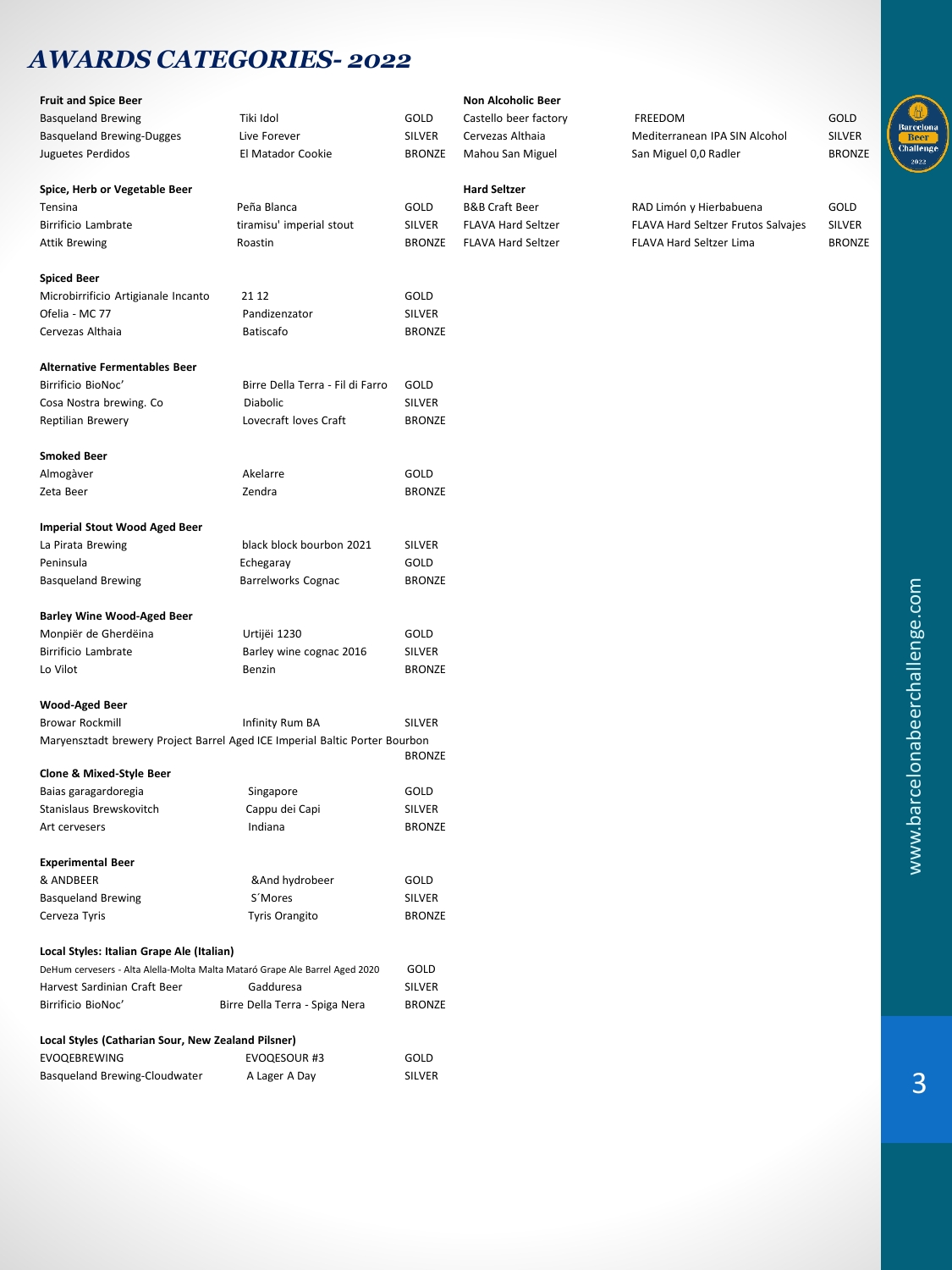# AWARDS CATEGORIES- 2022

**Fruit and Spice Beer**

| | | |
|---|---|---|
| Basqueland Brewing | Tiki Idol | GOLD |
| Basqueland Brewing-Dugges | Live Forever | SILVER |
| Juguetes Perdidos | El Matador Cookie | BRONZE |

**Spice, Herb or Vegetable Beer**

| | | |
|---|---|---|
| Tensina | Peña Blanca | GOLD |
| Birrificio Lambrate | tiramisu' imperial stout | SILVER |
| Attik Brewing | Roastin | BRONZE |

**Spiced Beer**

| | | |
|---|---|---|
| Microbirrificio Artigianale Incanto | 21 12 | GOLD |
| Ofelia - MC 77 | Pandizenzator | SILVER |
| Cervezas Althaia | Batiscafo | BRONZE |

**Alternative Fermentables Beer**

| | | |
|---|---|---|
| Birrificio BioNoc' | Birre Della Terra - Fil di Farro | GOLD |
| Cosa Nostra brewing. Co | Diabolic | SILVER |
| Reptilian Brewery | Lovecraft loves Craft | BRONZE |

**Smoked Beer**

| | | |
|---|---|---|
| Almogàver | Akelarre | GOLD |
| Zeta Beer | Zendra | BRONZE |

**Imperial Stout Wood Aged Beer**

| | | |
|---|---|---|
| La Pirata Brewing | black block bourbon 2021 | SILVER |
| Peninsula | Echegaray | GOLD |
| Basqueland Brewing | Barrelworks Cognac | BRONZE |

**Barley Wine Wood-Aged Beer**

| | | |
|---|---|---|
| Monpiër de Gherdëina | Urtijëi 1230 | GOLD |
| Birrificio Lambrate | Barley wine cognac 2016 | SILVER |
| Lo Vilot | Benzin | BRONZE |

**Wood-Aged Beer**

| | | |
|---|---|---|
| Browar Rockmill | Infinity Rum BA | SILVER |
| Maryensztadt brewery | Project Barrel Aged ICE Imperial Baltic Porter Bourbon | BRONZE |

**Clone & Mixed-Style Beer**

| | | |
|---|---|---|
| Baias garagardoregia | Singapore | GOLD |
| Stanislaus Brewskovitch | Cappu dei Capi | SILVER |
| Art cervesers | Indiana | BRONZE |

**Experimental Beer**

| | | |
|---|---|---|
| & ANDBEER | &And hydrobeer | GOLD |
| Basqueland Brewing | S´Mores | SILVER |
| Cerveza Tyris | Tyris Orangito | BRONZE |

**Local Styles: Italian Grape Ale (Italian)**

| | | |
|---|---|---|
| DeHum cervesers - Alta Alella-Molta Malta | Mataró Grape Ale Barrel Aged 2020 | GOLD |
| Harvest Sardinian Craft Beer | Gadduresa | SILVER |
| Birrificio BioNoc' | Birre Della Terra - Spiga Nera | BRONZE |

**Local Styles (Catharian Sour, New Zealand Pilsner)**

| | | |
|---|---|---|
| EVOQEBREWING | EVOQESOUR #3 | GOLD |
| Basqueland Brewing-Cloudwater | A Lager A Day | SILVER |

**Non Alcoholic Beer**

| | | |
|---|---|---|
| Castello beer factory | FREEDOM | GOLD |
| Cervezas Althaia | Mediterranean IPA SIN Alcohol | SILVER |
| Mahou San Miguel | San Miguel 0,0 Radler | BRONZE |

**Hard Seltzer**

| | | |
|---|---|---|
| B&B Craft Beer | RAD Limón y Hierbabuena | GOLD |
| FLAVA Hard Seltzer | FLAVA Hard Seltzer Frutos Salvajes | SILVER |
| FLAVA Hard Seltzer | FLAVA Hard Seltzer Lima | BRONZE |

www.barcelonabeerchallenge.com